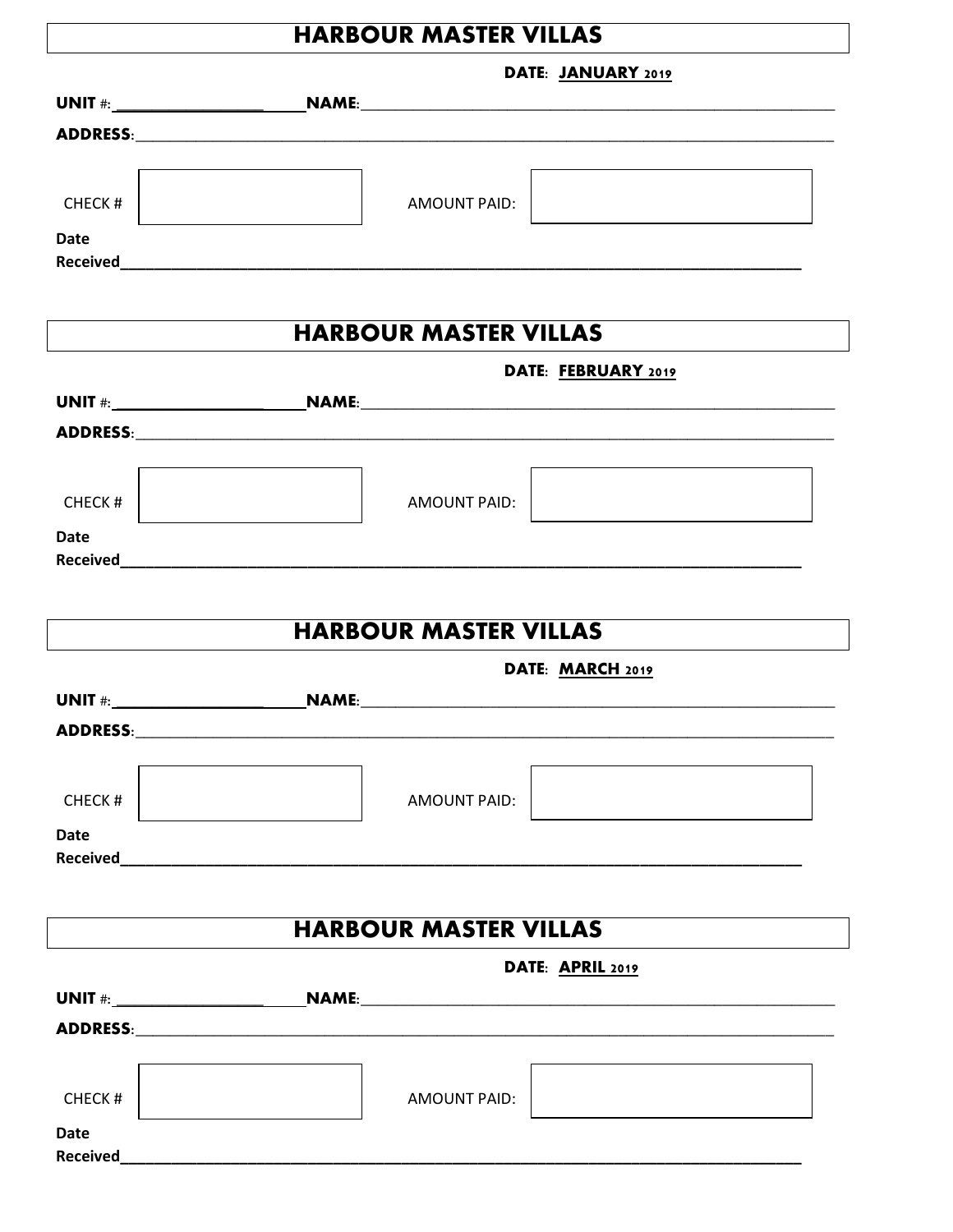# HARBOUR MASTER VILLAS

**DATE: JANUARY 2019**

**UNIT** #:________________ **NAME**:________________________________________________

**ADDRESS**:__________________________________________________________________

| CHECK # | | AMOUNT PAID: | |
|---|---|---|---|

**Date Received**____________________________________________________________

# HARBOUR MASTER VILLAS

**DATE: FEBRUARY 2019**

**UNIT** #:________________ **NAME**:________________________________________________

**ADDRESS**:__________________________________________________________________

| CHECK # | | AMOUNT PAID: | |
|---|---|---|---|

**Date Received**____________________________________________________________

# HARBOUR MASTER VILLAS

**DATE: MARCH 2019**

**UNIT** #:________________ **NAME**:________________________________________________

**ADDRESS**:__________________________________________________________________

| CHECK # | | AMOUNT PAID: | |
|---|---|---|---|

**Date Received**____________________________________________________________

# HARBOUR MASTER VILLAS

**DATE: APRIL 2019**

**UNIT** #:________________ **NAME**:________________________________________________

**ADDRESS**:__________________________________________________________________

| CHECK # | | AMOUNT PAID: | |
|---|---|---|---|

**Date Received**____________________________________________________________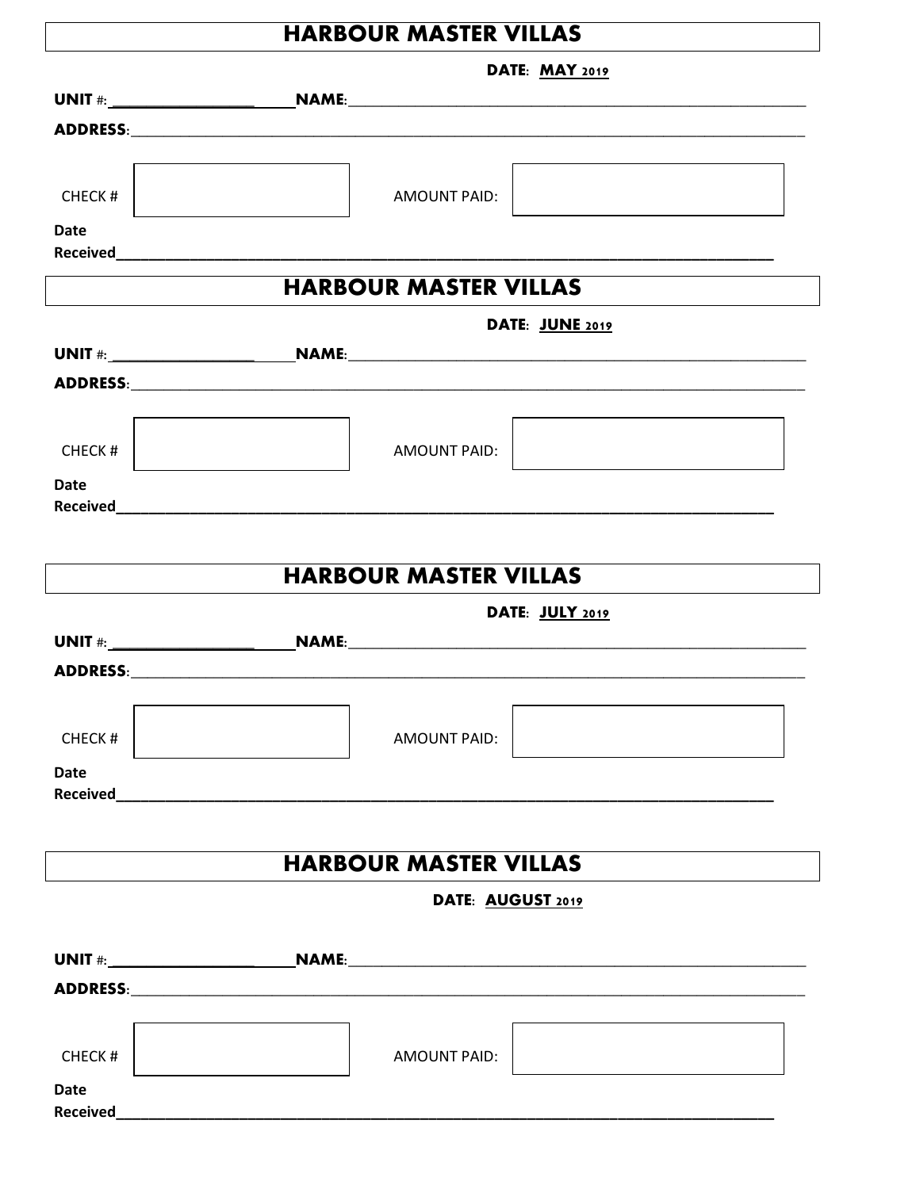# HARBOUR MASTER VILLAS

**DATE: MAY 2019**

**UNIT #:** ____________________ **NAME:** ____________________________________________________________

**ADDRESS:** ________________________________________________________________________________

| CHECK # | | AMOUNT PAID: | |
|---|---|---|---|

**Date Received** ________________________________________________________________________________

# HARBOUR MASTER VILLAS

**DATE: JUNE 2019**

**UNIT #:** ____________________ **NAME:** ____________________________________________________________

**ADDRESS:** ________________________________________________________________________________

| CHECK # | | AMOUNT PAID: | |
|---|---|---|---|

**Date Received** ________________________________________________________________________________

# HARBOUR MASTER VILLAS

**DATE: JULY 2019**

**UNIT #:** ____________________ **NAME:** ____________________________________________________________

**ADDRESS:** ________________________________________________________________________________

| CHECK # | | AMOUNT PAID: | |
|---|---|---|---|

**Date Received** ________________________________________________________________________________

# HARBOUR MASTER VILLAS

**DATE: AUGUST 2019**

**UNIT #:** ____________________ **NAME:** ____________________________________________________________

**ADDRESS:** ________________________________________________________________________________

| CHECK # | | AMOUNT PAID: | |
|---|---|---|---|

**Date Received** ________________________________________________________________________________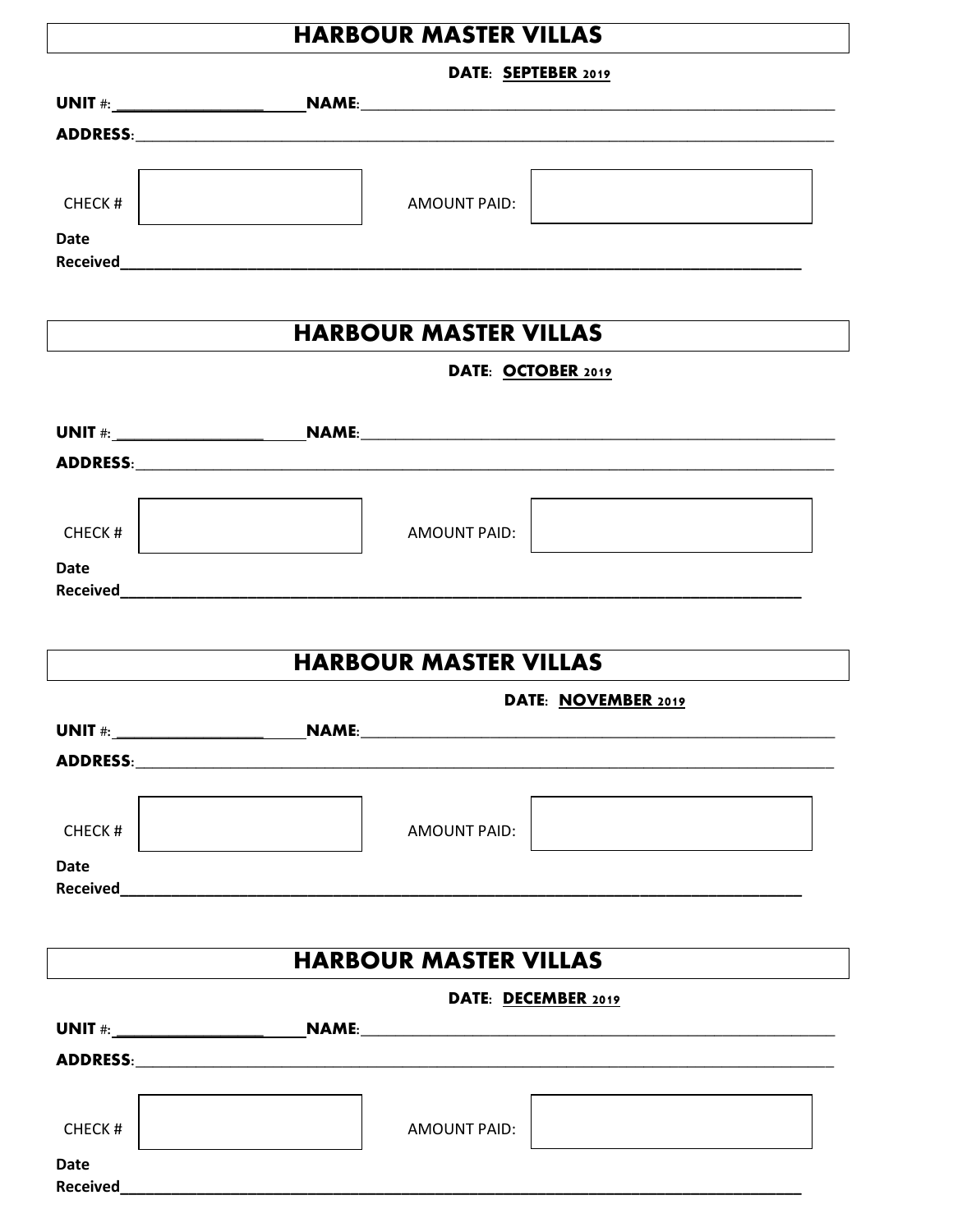# HARBOUR MASTER VILLAS

**DATE: SEPTEBER 2019**

**UNIT** #:____________________ **NAME:**____________________________________________________________

**ADDRESS**:________________________________________________________________________________

CHECK # [ ] AMOUNT PAID: [ ]

**Date Received**______________________________________________________________________________

# HARBOUR MASTER VILLAS

**DATE: OCTOBER 2019**

**UNIT** #:____________________ **NAME:**____________________________________________________________

**ADDRESS**:________________________________________________________________________________

CHECK # [ ] AMOUNT PAID: [ ]

**Date Received**______________________________________________________________________________

# HARBOUR MASTER VILLAS

**DATE: NOVEMBER 2019**

**UNIT** #:____________________ **NAME:**____________________________________________________________

**ADDRESS**:________________________________________________________________________________

CHECK # [ ] AMOUNT PAID: [ ]

**Date Received**______________________________________________________________________________

# HARBOUR MASTER VILLAS

**DATE: DECEMBER 2019**

**UNIT** #:____________________ **NAME:**____________________________________________________________

**ADDRESS**:________________________________________________________________________________

CHECK # [ ] AMOUNT PAID: [ ]

**Date Received**______________________________________________________________________________